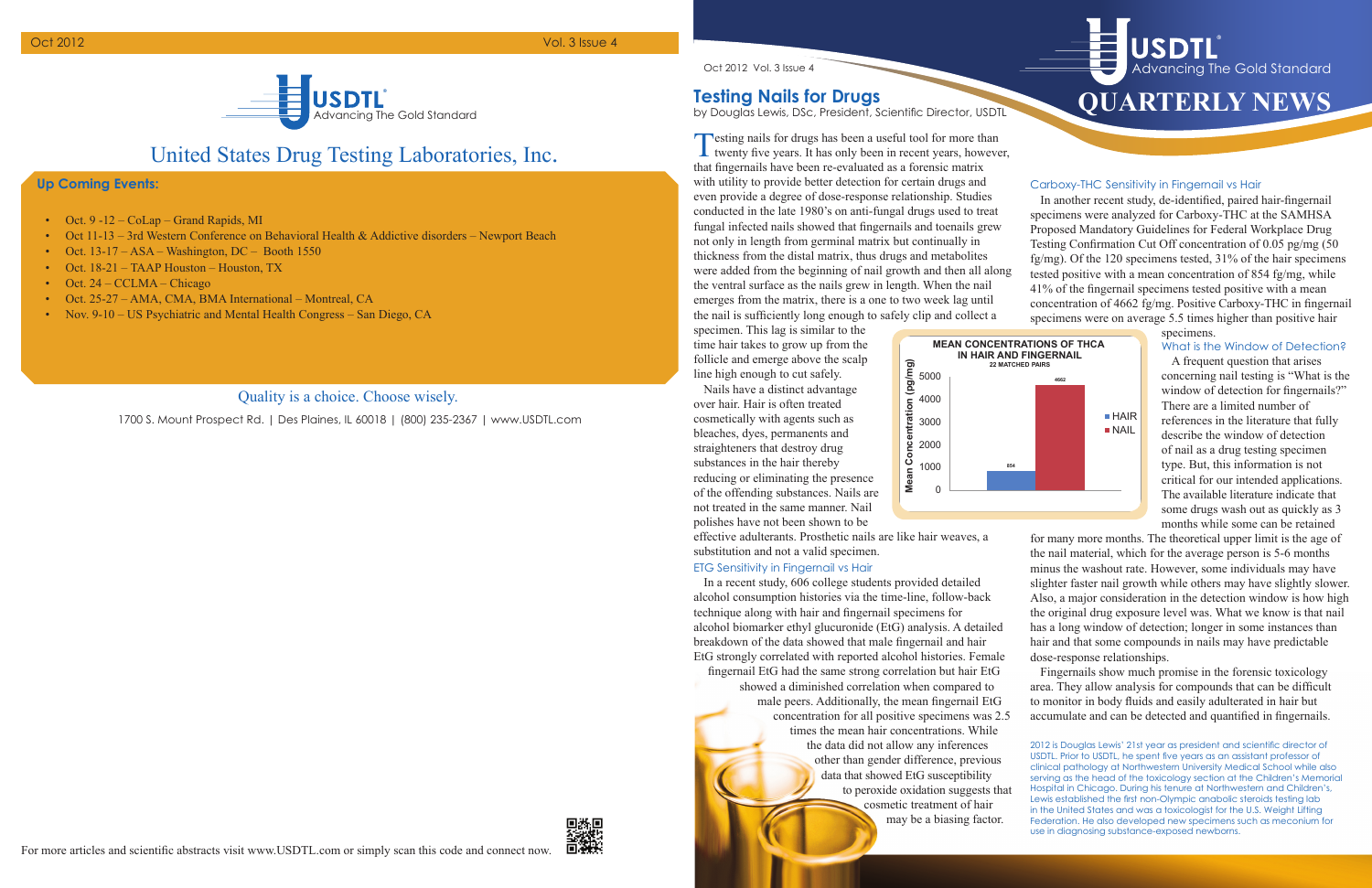# United States Drug Testing Laboratories, Inc.

USDTL® Advancing The Gold Standard

## Up Coming Events:

- Oct. 9 -12 – CoLap – Grand Rapids, MI
- Oct 11-13 – 3rd Western Conference on Behavioral Health & Addictive disorders – Newport Beach
- Oct. 13-17 – ASA – Washington, DC – Booth 1550
- Oct. 18-21 – TAAP Houston – Houston, TX
- Oct. 24 – CCLMA – Chicago
- Oct. 25-27 – AMA, CMA, BMA International – Montreal, CA
- Nov. 9-10 – US Psychiatric and Mental Health Congress – San Diego, CA

Quality is a choice. Choose wisely.

1700 S. Mount Prospect Rd. | Des Plaines, IL 60018 | (800) 235-2367 | www.USDTL.com

For more articles and scientific abstracts visit www.USDTL.com or simply scan this code and connect now.

---

# QUARTERLY NEWS

USDTL® Advancing The Gold Standard

Oct 2012 Vol. 3 Issue 4

## Testing Nails for Drugs

by Douglas Lewis, DSc, President, Scientific Director, USDTL

Testing nails for drugs has been a useful tool for more than twenty five years. It has only been in recent years, however, that fingernails have been re-evaluated as a forensic matrix with utility to provide better detection for certain drugs and even provide a degree of dose-response relationship. Studies conducted in the late 1980's on anti-fungal drugs used to treat fungal infected nails showed that fingernails and toenails grew not only in length from germinal matrix but continually in thickness from the distal matrix, thus drugs and metabolites were added from the beginning of nail growth and then all along the ventral surface as the nails grew in length. When the nail emerges from the matrix, there is a one to two week lag until the nail is sufficiently long enough to safely clip and collect a specimen. This lag is similar to the time hair takes to grow up from the follicle and emerge above the scalp line high enough to cut safely.

Nails have a distinct advantage over hair. Hair is often treated cosmetically with agents such as bleaches, dyes, permanents and straighteners that destroy drug substances in the hair thereby reducing or eliminating the presence of the offending substances. Nails are not treated in the same manner. Nail polishes have not been shown to be effective adulterants. Prosthetic nails are like hair weaves, a substitution and not a valid specimen.

### ETG Sensitivity in Fingernail vs Hair

In a recent study, 606 college students provided detailed alcohol consumption histories via the time-line, follow-back technique along with hair and fingernail specimens for alcohol biomarker ethyl glucuronide (EtG) analysis. A detailed breakdown of the data showed that male fingernail and hair EtG strongly correlated with reported alcohol histories. Female fingernail EtG had the same strong correlation but hair EtG showed a diminished correlation when compared to male peers. Additionally, the mean fingernail EtG concentration for all positive specimens was 2.5 times the mean hair concentrations. While the data did not allow any inferences other than gender difference, previous data that showed EtG susceptibility to peroxide oxidation suggests that cosmetic treatment of hair may be a biasing factor.

### Carboxy-THC Sensitivity in Fingernail vs Hair

In another recent study, de-identified, paired hair-fingernail specimens were analyzed for Carboxy-THC at the SAMHSA Proposed Mandatory Guidelines for Federal Workplace Drug Testing Confirmation Cut Off concentration of 0.05 pg/mg (50 fg/mg). Of the 120 specimens tested, 31% of the hair specimens tested positive with a mean concentration of 854 fg/mg, while 41% of the fingernail specimens tested positive with a mean concentration of 4662 fg/mg. Positive Carboxy-THC in fingernail specimens were on average 5.5 times higher than positive hair specimens.

**MEAN CONCENTRATIONS OF THCA IN HAIR AND FINGERNAIL**
22 MATCHED PAIRS

| | Mean Concentration (pg/mg) |
|---|---|
| HAIR | 854 |
| NAIL | 4662 |

### What is the Window of Detection?

A frequent question that arises concerning nail testing is "What is the window of detection for fingernails?" There are a limited number of references in the literature that fully describe the window of detection of nail as a drug testing specimen type. But, this information is not critical for our intended applications. The available literature indicate that some drugs wash out as quickly as 3 months while some can be retained for many more months. The theoretical upper limit is the age of the nail material, which for the average person is 5-6 months minus the washout rate. However, some individuals may have slighter faster nail growth while others may have slightly slower. Also, a major consideration in the detection window is how high the original drug exposure level was. What we know is that nail has a long window of detection; longer in some instances than hair and that some compounds in nails may have predictable dose-response relationships.

Fingernails show much promise in the forensic toxicology area. They allow analysis for compounds that can be difficult to monitor in body fluids and easily adulterated in hair but accumulate and can be detected and quantified in fingernails.

2012 is Douglas Lewis' 21st year as president and scientific director of USDTL. Prior to USDTL, he spent five years as an assistant professor of clinical pathology at Northwestern University Medical School while also serving as the head of the toxicology section at the Children's Memorial Hospital in Chicago. During his tenure at Northwestern and Children's, Lewis established the first non-Olympic anabolic steroids testing lab in the United States and was a toxicologist for the U.S. Weight Lifting Federation. He also developed new specimens such as meconium for use in diagnosing substance-exposed newborns.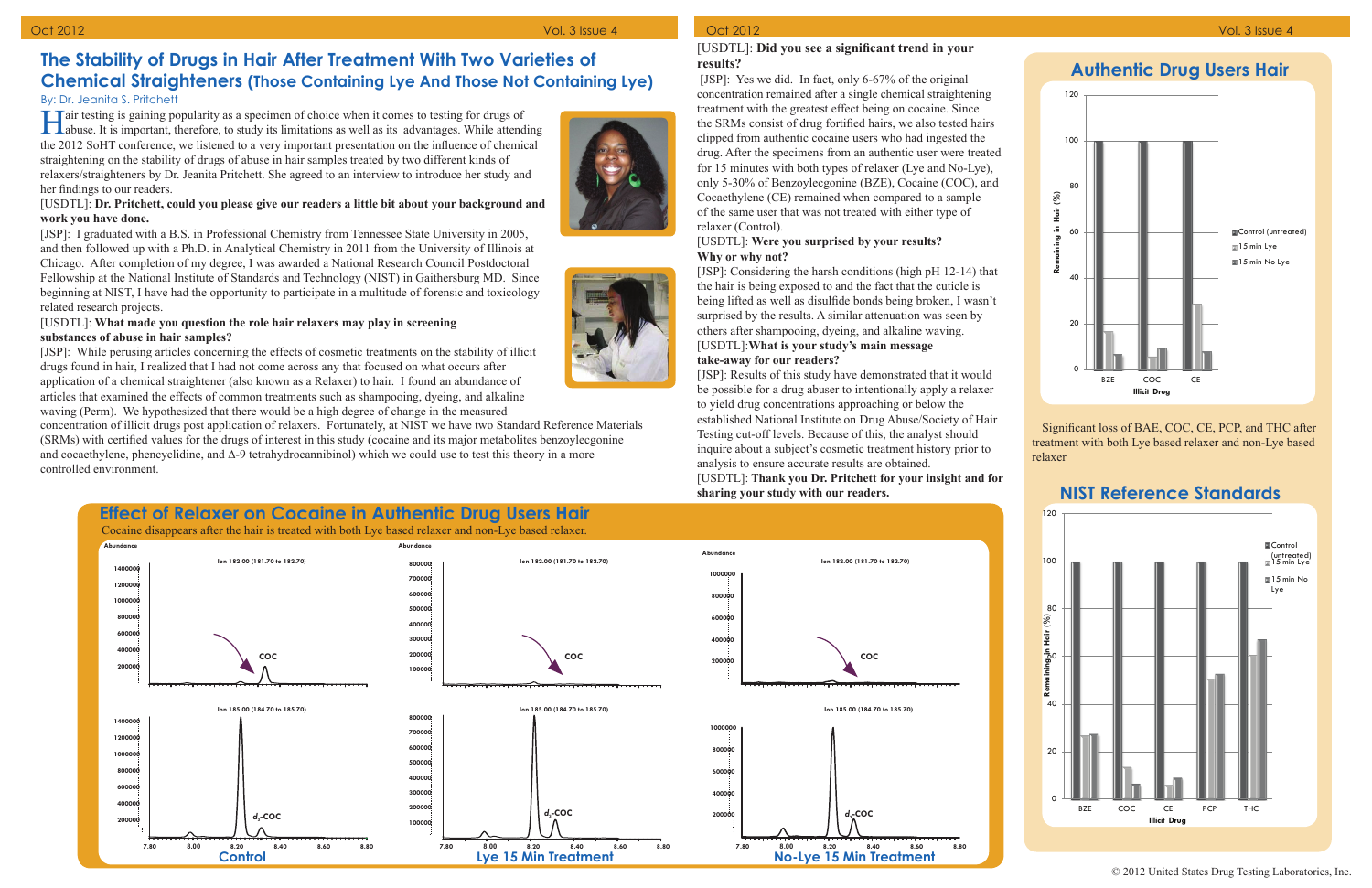# The Stability of Drugs in Hair After Treatment With Two Varieties of Chemical Straighteners (Those Containing Lye And Those Not Containing Lye)

By: Dr. Jeanita S. Pritchett

Hair testing is gaining popularity as a specimen of choice when it comes to testing for drugs of abuse. It is important, therefore, to study its limitations as well as its advantages. While attending the 2012 SoHT conference, we listened to a very important presentation on the influence of chemical straightening on the stability of drugs of abuse in hair samples treated by two different kinds of relaxers/straighteners by Dr. Jeanita Pritchett. She agreed to an interview to introduce her study and her findings to our readers.

[USDTL]: **Dr. Pritchett, could you please give our readers a little bit about your background and work you have done.**

[JSP]: I graduated with a B.S. in Professional Chemistry from Tennessee State University in 2005, and then followed up with a Ph.D. in Analytical Chemistry in 2011 from the University of Illinois at Chicago. After completion of my degree, I was awarded a National Research Council Postdoctoral Fellowship at the National Institute of Standards and Technology (NIST) in Gaithersburg MD. Since beginning at NIST, I have had the opportunity to participate in a multitude of forensic and toxicology related research projects.

[USDTL]: **What made you question the role hair relaxers may play in screening substances of abuse in hair samples?**

[JSP]: While perusing articles concerning the effects of cosmetic treatments on the stability of illicit drugs found in hair, I realized that I had not come across any that focused on what occurs after application of a chemical straightener (also known as a Relaxer) to hair. I found an abundance of articles that examined the effects of common treatments such as shampooing, dyeing, and alkaline waving (Perm). We hypothesized that there would be a high degree of change in the measured concentration of illicit drugs post application of relaxers. Fortunately, at NIST we have two Standard Reference Materials (SRMs) with certified values for the drugs of interest in this study (cocaine and its major metabolites benzoylecgonine and cocaethylene, phencyclidine, and Δ-9 tetrahydrocannibinol) which we could use to test this theory in a more controlled environment.

[USDTL]: **Did you see a significant trend in your results?**

[JSP]: Yes we did. In fact, only 6-67% of the original concentration remained after a single chemical straightening treatment with the greatest effect being on cocaine. Since the SRMs consist of drug fortified hairs, we also tested hairs clipped from authentic cocaine users who had ingested the drug. After the specimens from an authentic user were treated for 15 minutes with both types of relaxer (Lye and No-Lye), only 5-30% of Benzoylecgonine (BZE), Cocaine (COC), and Cocaethylene (CE) remained when compared to a sample of the same user that was not treated with either type of relaxer (Control).

[USDTL]: **Were you surprised by your results? Why or why not?**

[JSP]: Considering the harsh conditions (high pH 12-14) that the hair is being exposed to and the fact that the cuticle is being lifted as well as disulfide bonds being broken, I wasn't surprised by the results. A similar attenuation was seen by others after shampooing, dyeing, and alkaline waving.

[USDTL]: **What is your study's main message take-away for our readers?**

[JSP]: Results of this study have demonstrated that it would be possible for a drug abuser to intentionally apply a relaxer to yield drug concentrations approaching or below the established National Institute on Drug Abuse/Society of Hair Testing cut-off levels. Because of this, the analyst should inquire about a subject's cosmetic treatment history prior to analysis to ensure accurate results are obtained.

[USDTL]: **Thank you Dr. Pritchett for your insight and for sharing your study with our readers.**

## Authentic Drug Users Hair

Remaining in Hair (%)
120
100
80
60
40
20
0
BZE
COC
CE
Illicit Drug
Control (untreated)
15 min Lye
15 min No Lye

Significant loss of BAE, COC, CE, PCP, and THC after treatment with both Lye based relaxer and non-Lye based relaxer

## NIST Reference Standards

Remaining in Hair (%)
120
100
80
60
40
20
0
BZE
COC
CE
PCP
THC
Illicit Drug
Control (untreated)
15 min Lye
15 min No Lye

## Effect of Relaxer on Cocaine in Authentic Drug Users Hair

Cocaine disappears after the hair is treated with both Lye based relaxer and non-Lye based relaxer.

Control
Abundance
Ion 182.00 (181.70 to 182.70)
1400000
1200000
1000000
800000
600000
400000
200000
COC
Ion 185.00 (184.70 to 185.70)
1400000
1200000
1000000
800000
600000
400000
200000
$d_3$-COC
7.80 8.00 8.20 8.40 8.60 8.80

Lye 15 Min Treatment
Abundance
Ion 182.00 (181.70 to 182.70)
800000
700000
600000
500000
400000
300000
200000
100000
COC
Ion 185.00 (184.70 to 185.70)
800000
700000
600000
500000
400000
300000
200000
100000
$d_3$-COC
7.80 8.00 8.20 8.40 8.60 8.80

No-Lye 15 Min Treatment
Abundance
Ion 182.00 (181.70 to 182.70)
1000000
800000
600000
400000
200000
COC
Ion 185.00 (184.70 to 185.70)
1000000
800000
600000
400000
200000
$d_3$-COC
7.80 8.00 8.20 8.40 8.60 8.80

© 2012 United States Drug Testing Laboratories, Inc.